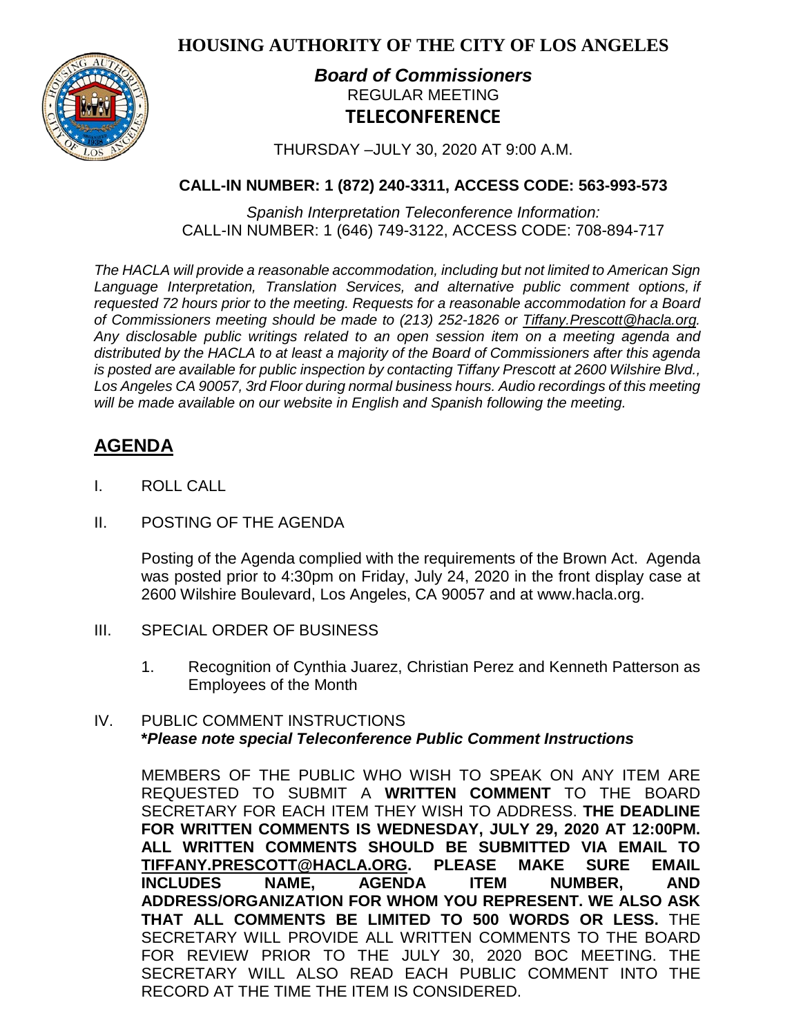# HOUSING AUTHORITY OF THE CITY OF LOS ANGELES

***Board of Commissioners***
REGULAR MEETING
**TELECONFERENCE**

THURSDAY –JULY 30, 2020 AT 9:00 A.M.

**CALL-IN NUMBER: 1 (872) 240-3311, ACCESS CODE: 563-993-573**

*Spanish Interpretation Teleconference Information:*
CALL-IN NUMBER: 1 (646) 749-3122, ACCESS CODE: 708-894-717

*The HACLA will provide a reasonable accommodation, including but not limited to American Sign Language Interpretation, Translation Services, and alternative public comment options, if requested 72 hours prior to the meeting. Requests for a reasonable accommodation for a Board of Commissioners meeting should be made to (213) 252-1826 or Tiffany.Prescott@hacla.org. Any disclosable public writings related to an open session item on a meeting agenda and distributed by the HACLA to at least a majority of the Board of Commissioners after this agenda is posted are available for public inspection by contacting Tiffany Prescott at 2600 Wilshire Blvd., Los Angeles CA 90057, 3rd Floor during normal business hours. Audio recordings of this meeting will be made available on our website in English and Spanish following the meeting.*

## AGENDA

I. ROLL CALL

II. POSTING OF THE AGENDA

Posting of the Agenda complied with the requirements of the Brown Act. Agenda was posted prior to 4:30pm on Friday, July 24, 2020 in the front display case at 2600 Wilshire Boulevard, Los Angeles, CA 90057 and at www.hacla.org.

III. SPECIAL ORDER OF BUSINESS

1. Recognition of Cynthia Juarez, Christian Perez and Kenneth Patterson as Employees of the Month

IV. PUBLIC COMMENT INSTRUCTIONS
***\*Please note special Teleconference Public Comment Instructions***

MEMBERS OF THE PUBLIC WHO WISH TO SPEAK ON ANY ITEM ARE REQUESTED TO SUBMIT A **WRITTEN COMMENT** TO THE BOARD SECRETARY FOR EACH ITEM THEY WISH TO ADDRESS. **THE DEADLINE FOR WRITTEN COMMENTS IS WEDNESDAY, JULY 29, 2020 AT 12:00PM. ALL WRITTEN COMMENTS SHOULD BE SUBMITTED VIA EMAIL TO TIFFANY.PRESCOTT@HACLA.ORG. PLEASE MAKE SURE EMAIL INCLUDES NAME, AGENDA ITEM NUMBER, AND ADDRESS/ORGANIZATION FOR WHOM YOU REPRESENT. WE ALSO ASK THAT ALL COMMENTS BE LIMITED TO 500 WORDS OR LESS.** THE SECRETARY WILL PROVIDE ALL WRITTEN COMMENTS TO THE BOARD FOR REVIEW PRIOR TO THE JULY 30, 2020 BOC MEETING. THE SECRETARY WILL ALSO READ EACH PUBLIC COMMENT INTO THE RECORD AT THE TIME THE ITEM IS CONSIDERED.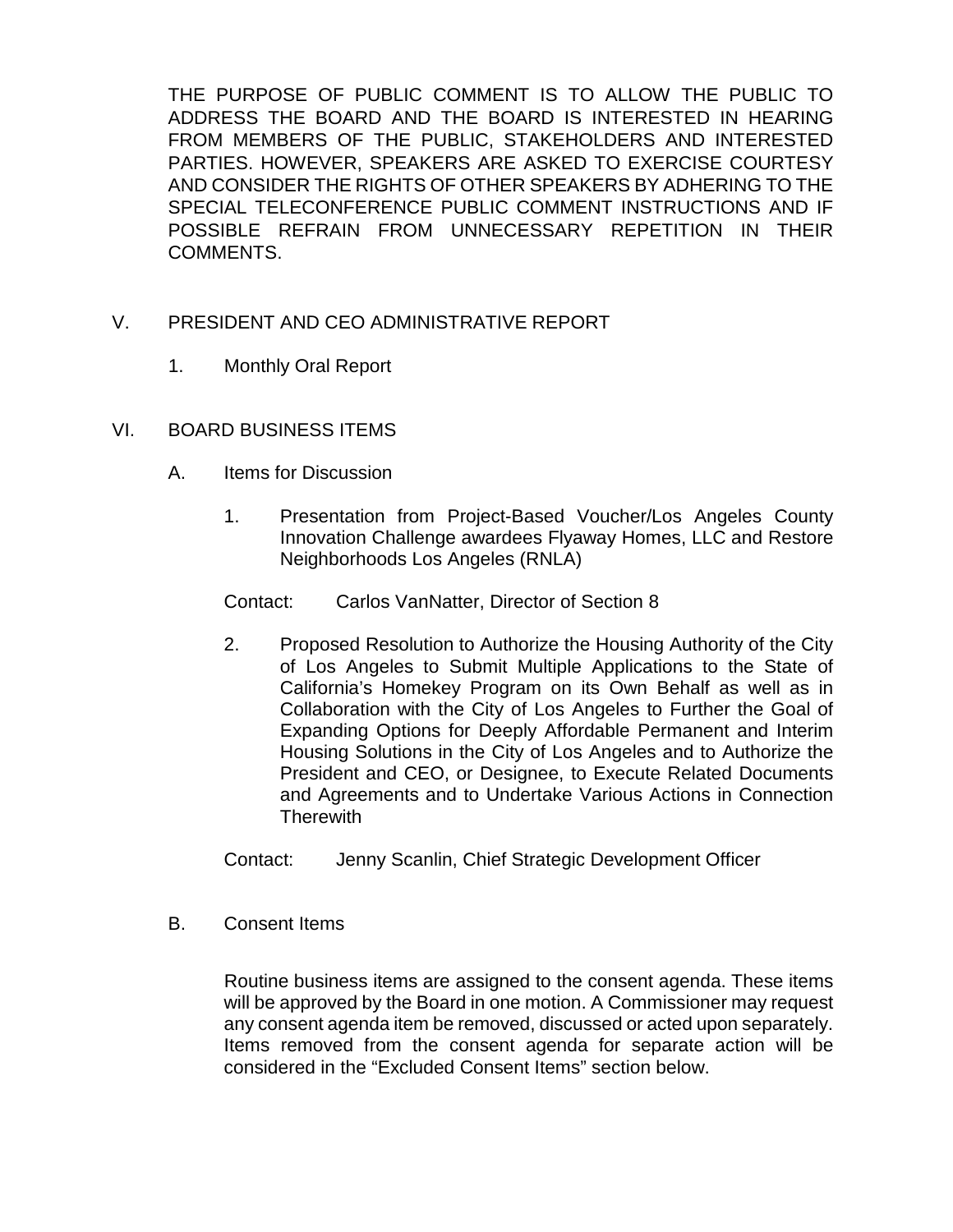THE PURPOSE OF PUBLIC COMMENT IS TO ALLOW THE PUBLIC TO ADDRESS THE BOARD AND THE BOARD IS INTERESTED IN HEARING FROM MEMBERS OF THE PUBLIC, STAKEHOLDERS AND INTERESTED PARTIES. HOWEVER, SPEAKERS ARE ASKED TO EXERCISE COURTESY AND CONSIDER THE RIGHTS OF OTHER SPEAKERS BY ADHERING TO THE SPECIAL TELECONFERENCE PUBLIC COMMENT INSTRUCTIONS AND IF POSSIBLE REFRAIN FROM UNNECESSARY REPETITION IN THEIR COMMENTS.

V. PRESIDENT AND CEO ADMINISTRATIVE REPORT

1. Monthly Oral Report

VI. BOARD BUSINESS ITEMS

A. Items for Discussion

1. Presentation from Project-Based Voucher/Los Angeles County Innovation Challenge awardees Flyaway Homes, LLC and Restore Neighborhoods Los Angeles (RNLA)

Contact: Carlos VanNatter, Director of Section 8

2. Proposed Resolution to Authorize the Housing Authority of the City of Los Angeles to Submit Multiple Applications to the State of California's Homekey Program on its Own Behalf as well as in Collaboration with the City of Los Angeles to Further the Goal of Expanding Options for Deeply Affordable Permanent and Interim Housing Solutions in the City of Los Angeles and to Authorize the President and CEO, or Designee, to Execute Related Documents and Agreements and to Undertake Various Actions in Connection Therewith

Contact: Jenny Scanlin, Chief Strategic Development Officer

B. Consent Items

Routine business items are assigned to the consent agenda. These items will be approved by the Board in one motion. A Commissioner may request any consent agenda item be removed, discussed or acted upon separately. Items removed from the consent agenda for separate action will be considered in the "Excluded Consent Items" section below.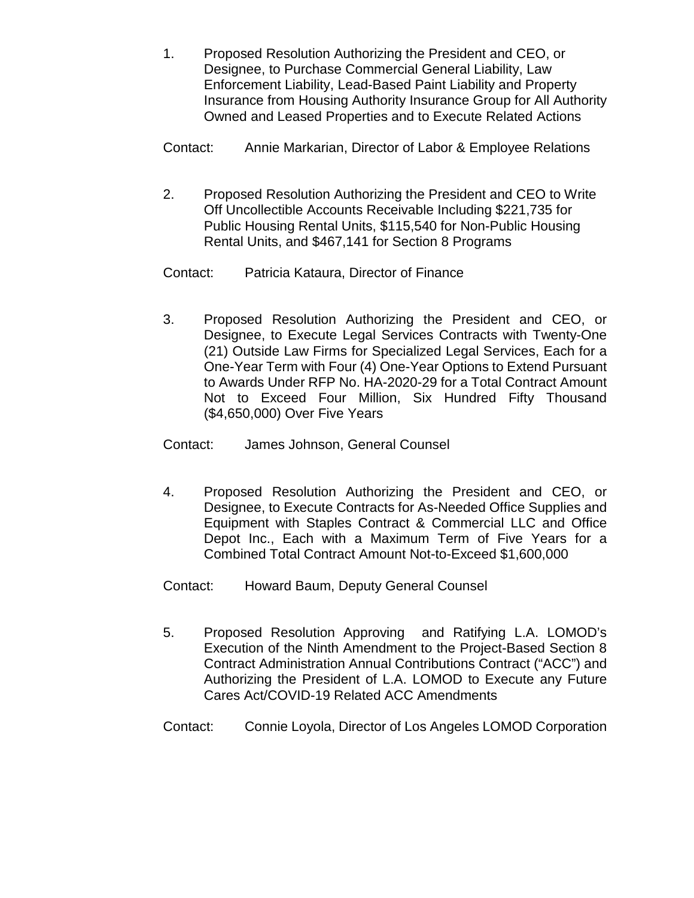1. Proposed Resolution Authorizing the President and CEO, or Designee, to Purchase Commercial General Liability, Law Enforcement Liability, Lead-Based Paint Liability and Property Insurance from Housing Authority Insurance Group for All Authority Owned and Leased Properties and to Execute Related Actions

   Contact: Annie Markarian, Director of Labor & Employee Relations

2. Proposed Resolution Authorizing the President and CEO to Write Off Uncollectible Accounts Receivable Including $221,735 for Public Housing Rental Units, $115,540 for Non-Public Housing Rental Units, and $467,141 for Section 8 Programs

   Contact: Patricia Kataura, Director of Finance

3. Proposed Resolution Authorizing the President and CEO, or Designee, to Execute Legal Services Contracts with Twenty-One (21) Outside Law Firms for Specialized Legal Services, Each for a One-Year Term with Four (4) One-Year Options to Extend Pursuant to Awards Under RFP No. HA-2020-29 for a Total Contract Amount Not to Exceed Four Million, Six Hundred Fifty Thousand ($4,650,000) Over Five Years

   Contact: James Johnson, General Counsel

4. Proposed Resolution Authorizing the President and CEO, or Designee, to Execute Contracts for As-Needed Office Supplies and Equipment with Staples Contract & Commercial LLC and Office Depot Inc., Each with a Maximum Term of Five Years for a Combined Total Contract Amount Not-to-Exceed $1,600,000

   Contact: Howard Baum, Deputy General Counsel

5. Proposed Resolution Approving and Ratifying L.A. LOMOD's Execution of the Ninth Amendment to the Project-Based Section 8 Contract Administration Annual Contributions Contract ("ACC") and Authorizing the President of L.A. LOMOD to Execute any Future Cares Act/COVID-19 Related ACC Amendments

   Contact: Connie Loyola, Director of Los Angeles LOMOD Corporation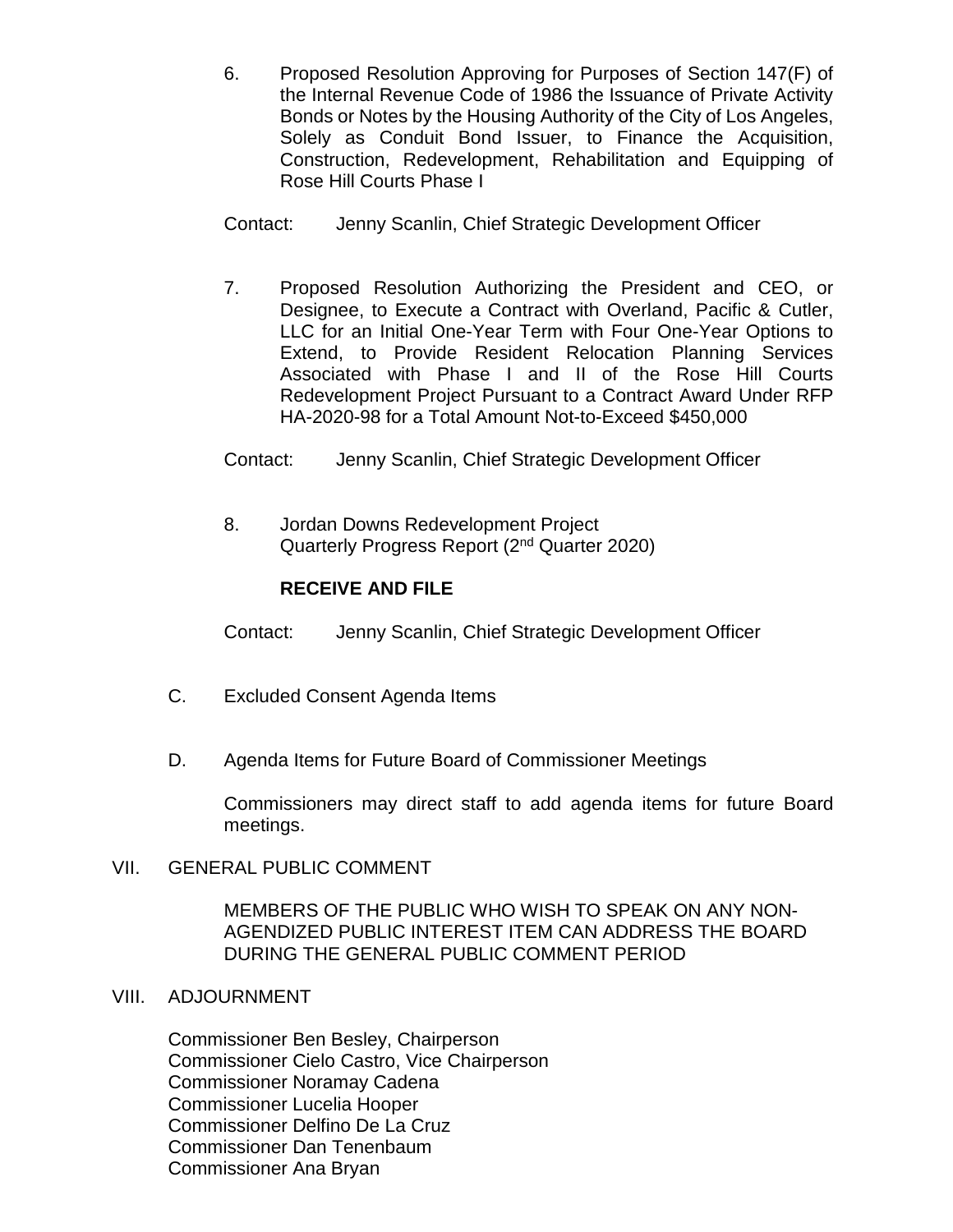6. Proposed Resolution Approving for Purposes of Section 147(F) of the Internal Revenue Code of 1986 the Issuance of Private Activity Bonds or Notes by the Housing Authority of the City of Los Angeles, Solely as Conduit Bond Issuer, to Finance the Acquisition, Construction, Redevelopment, Rehabilitation and Equipping of Rose Hill Courts Phase I

   Contact: Jenny Scanlin, Chief Strategic Development Officer

7. Proposed Resolution Authorizing the President and CEO, or Designee, to Execute a Contract with Overland, Pacific & Cutler, LLC for an Initial One-Year Term with Four One-Year Options to Extend, to Provide Resident Relocation Planning Services Associated with Phase I and II of the Rose Hill Courts Redevelopment Project Pursuant to a Contract Award Under RFP HA-2020-98 for a Total Amount Not-to-Exceed $450,000

   Contact: Jenny Scanlin, Chief Strategic Development Officer

8. Jordan Downs Redevelopment Project
   Quarterly Progress Report (2nd Quarter 2020)

   **RECEIVE AND FILE**

   Contact: Jenny Scanlin, Chief Strategic Development Officer

C. Excluded Consent Agenda Items

D. Agenda Items for Future Board of Commissioner Meetings

   Commissioners may direct staff to add agenda items for future Board meetings.

VII. GENERAL PUBLIC COMMENT

   MEMBERS OF THE PUBLIC WHO WISH TO SPEAK ON ANY NON-AGENDIZED PUBLIC INTEREST ITEM CAN ADDRESS THE BOARD DURING THE GENERAL PUBLIC COMMENT PERIOD

VIII. ADJOURNMENT

Commissioner Ben Besley, Chairperson
Commissioner Cielo Castro, Vice Chairperson
Commissioner Noramay Cadena
Commissioner Lucelia Hooper
Commissioner Delfino De La Cruz
Commissioner Dan Tenenbaum
Commissioner Ana Bryan